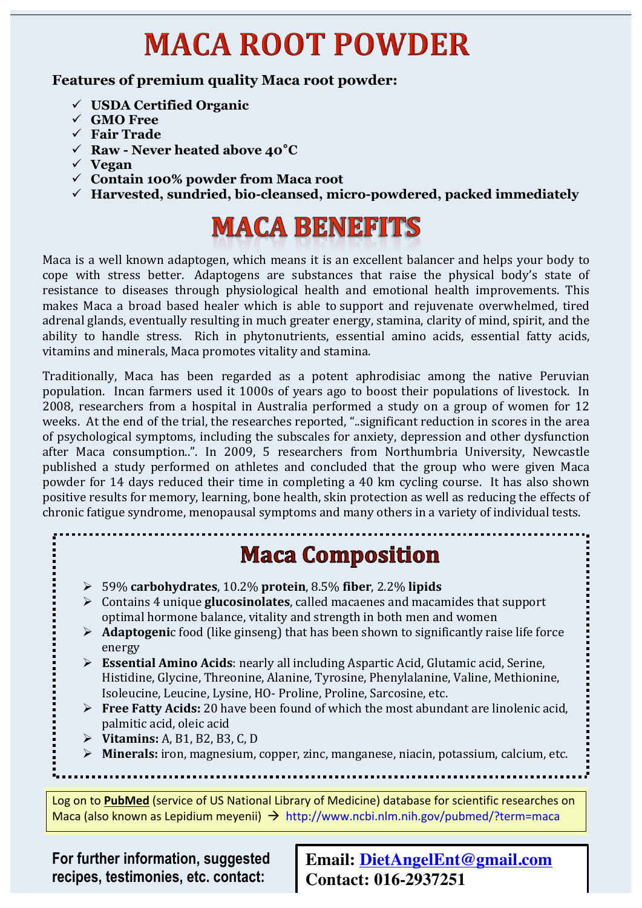# MACA ROOT POWDER

**Features of premium quality Maca root powder:**

- ✓ **USDA Certified Organic**
- ✓ **GMO Free**
- ✓ **Fair Trade**
- ✓ **Raw - Never heated above 40˚C**
- ✓ **Vegan**
- ✓ **Contain 100% powder from Maca root**
- ✓ **Harvested, sundried, bio-cleansed, micro-powdered, packed immediately**

# MACA BENEFITS

Maca is a well known adaptogen, which means it is an excellent balancer and helps your body to cope with stress better. Adaptogens are substances that raise the physical body's state of resistance to diseases through physiological health and emotional health improvements. This makes Maca a broad based healer which is able to support and rejuvenate overwhelmed, tired adrenal glands, eventually resulting in much greater energy, stamina, clarity of mind, spirit, and the ability to handle stress. Rich in phytonutrients, essential amino acids, essential fatty acids, vitamins and minerals, Maca promotes vitality and stamina.

Traditionally, Maca has been regarded as a potent aphrodisiac among the native Peruvian population. Incan farmers used it 1000s of years ago to boost their populations of livestock. In 2008, researchers from a hospital in Australia performed a study on a group of women for 12 weeks. At the end of the trial, the researches reported, "..significant reduction in scores in the area of psychological symptoms, including the subscales for anxiety, depression and other dysfunction after Maca consumption..". In 2009, 5 researchers from Northumbria University, Newcastle published a study performed on athletes and concluded that the group who were given Maca powder for 14 days reduced their time in completing a 40 km cycling course. It has also shown positive results for memory, learning, bone health, skin protection as well as reducing the effects of chronic fatigue syndrome, menopausal symptoms and many others in a variety of individual tests.

## Maca Composition

- 59% **carbohydrates**, 10.2% **protein**, 8.5% **fiber**, 2.2% **lipids**
- Contains 4 unique **glucosinolates**, called macaenes and macamides that support optimal hormone balance, vitality and strength in both men and women
- **Adaptogeni**c food (like ginseng) that has been shown to significantly raise life force energy
- **Essential Amino Acids**: nearly all including Aspartic Acid, Glutamic acid, Serine, Histidine, Glycine, Threonine, Alanine, Tyrosine, Phenylalanine, Valine, Methionine, Isoleucine, Leucine, Lysine, HO- Proline, Proline, Sarcosine, etc.
- **Free Fatty Acids:** 20 have been found of which the most abundant are linolenic acid, palmitic acid, oleic acid
- **Vitamins:** A, B1, B2, B3, C, D
- **Minerals:** iron, magnesium, copper, zinc, manganese, niacin, potassium, calcium, etc.

Log on to **PubMed** (service of US National Library of Medicine) database for scientific researches on Maca (also known as Lepidium meyenii) → http://www.ncbi.nlm.nih.gov/pubmed/?term=maca

**For further information, suggested recipes, testimonies, etc. contact:**

**Email: DietAngelEnt@gmail.com**
**Contact: 016-2937251**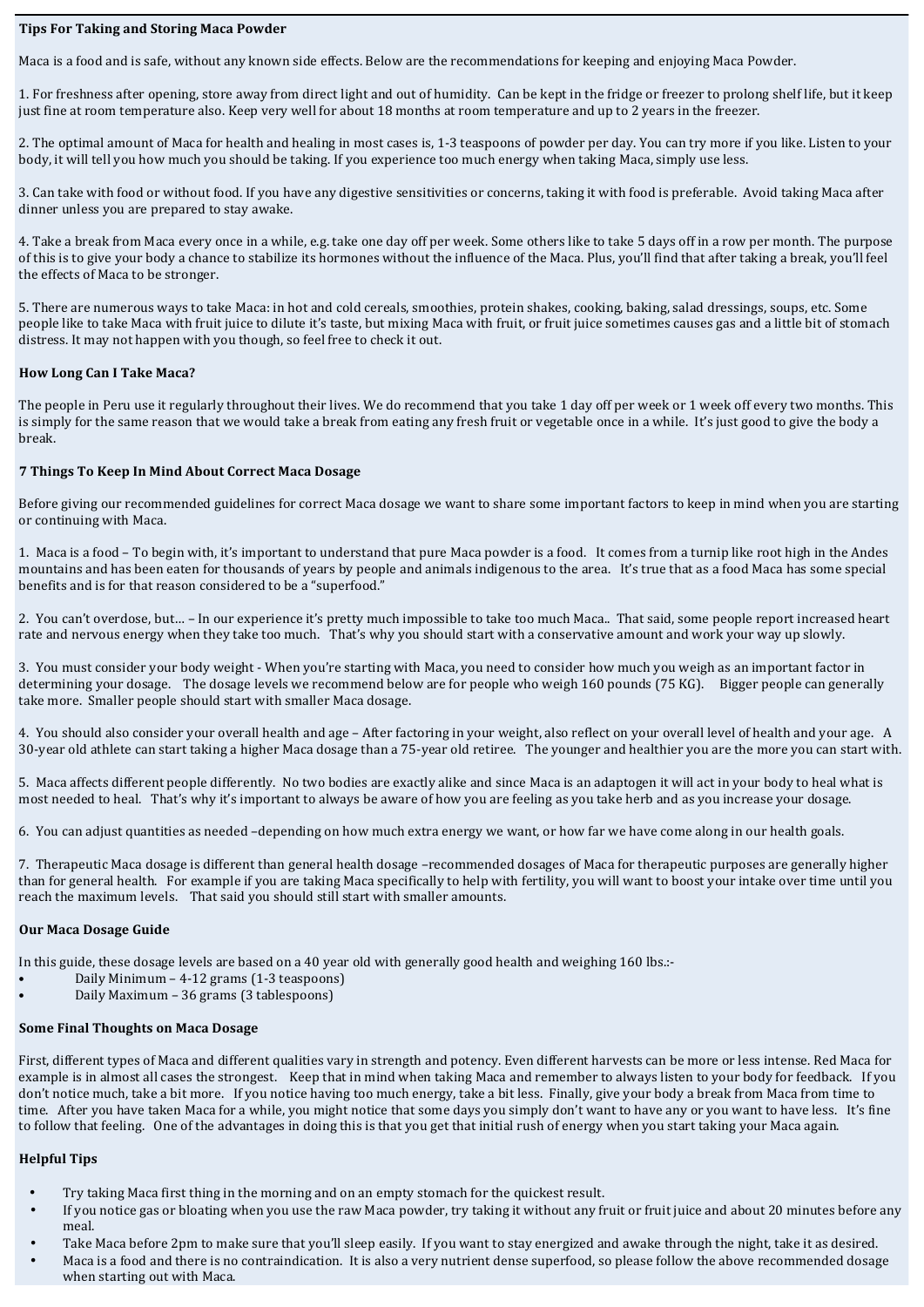**Tips For Taking and Storing Maca Powder**

Maca is a food and is safe, without any known side effects. Below are the recommendations for keeping and enjoying Maca Powder.

1. For freshness after opening, store away from direct light and out of humidity. Can be kept in the fridge or freezer to prolong shelf life, but it keep just fine at room temperature also. Keep very well for about 18 months at room temperature and up to 2 years in the freezer.

2. The optimal amount of Maca for health and healing in most cases is, 1-3 teaspoons of powder per day. You can try more if you like. Listen to your body, it will tell you how much you should be taking. If you experience too much energy when taking Maca, simply use less.

3. Can take with food or without food. If you have any digestive sensitivities or concerns, taking it with food is preferable. Avoid taking Maca after dinner unless you are prepared to stay awake.

4. Take a break from Maca every once in a while, e.g. take one day off per week. Some others like to take 5 days off in a row per month. The purpose of this is to give your body a chance to stabilize its hormones without the influence of the Maca. Plus, you'll find that after taking a break, you'll feel the effects of Maca to be stronger.

5. There are numerous ways to take Maca: in hot and cold cereals, smoothies, protein shakes, cooking, baking, salad dressings, soups, etc. Some people like to take Maca with fruit juice to dilute it's taste, but mixing Maca with fruit, or fruit juice sometimes causes gas and a little bit of stomach distress. It may not happen with you though, so feel free to check it out.

**How Long Can I Take Maca?**

The people in Peru use it regularly throughout their lives. We do recommend that you take 1 day off per week or 1 week off every two months. This is simply for the same reason that we would take a break from eating any fresh fruit or vegetable once in a while. It's just good to give the body a break.

**7 Things To Keep In Mind About Correct Maca Dosage**

Before giving our recommended guidelines for correct Maca dosage we want to share some important factors to keep in mind when you are starting or continuing with Maca.

1. Maca is a food – To begin with, it's important to understand that pure Maca powder is a food. It comes from a turnip like root high in the Andes mountains and has been eaten for thousands of years by people and animals indigenous to the area. It's true that as a food Maca has some special benefits and is for that reason considered to be a "superfood."

2. You can't overdose, but… – In our experience it's pretty much impossible to take too much Maca.. That said, some people report increased heart rate and nervous energy when they take too much. That's why you should start with a conservative amount and work your way up slowly.

3. You must consider your body weight - When you're starting with Maca, you need to consider how much you weigh as an important factor in determining your dosage. The dosage levels we recommend below are for people who weigh 160 pounds (75 KG). Bigger people can generally take more. Smaller people should start with smaller Maca dosage.

4. You should also consider your overall health and age – After factoring in your weight, also reflect on your overall level of health and your age. A 30-year old athlete can start taking a higher Maca dosage than a 75-year old retiree. The younger and healthier you are the more you can start with.

5. Maca affects different people differently. No two bodies are exactly alike and since Maca is an adaptogen it will act in your body to heal what is most needed to heal. That's why it's important to always be aware of how you are feeling as you take herb and as you increase your dosage.

6. You can adjust quantities as needed –depending on how much extra energy we want, or how far we have come along in our health goals.

7. Therapeutic Maca dosage is different than general health dosage –recommended dosages of Maca for therapeutic purposes are generally higher than for general health. For example if you are taking Maca specifically to help with fertility, you will want to boost your intake over time until you reach the maximum levels. That said you should still start with smaller amounts.

**Our Maca Dosage Guide**

In this guide, these dosage levels are based on a 40 year old with generally good health and weighing 160 lbs.:-

- Daily Minimum – 4-12 grams (1-3 teaspoons)
- Daily Maximum – 36 grams (3 tablespoons)

**Some Final Thoughts on Maca Dosage**

First, different types of Maca and different qualities vary in strength and potency. Even different harvests can be more or less intense. Red Maca for example is in almost all cases the strongest. Keep that in mind when taking Maca and remember to always listen to your body for feedback. If you don't notice much, take a bit more. If you notice having too much energy, take a bit less. Finally, give your body a break from Maca from time to time. After you have taken Maca for a while, you might notice that some days you simply don't want to have any or you want to have less. It's fine to follow that feeling. One of the advantages in doing this is that you get that initial rush of energy when you start taking your Maca again.

**Helpful Tips**

- Try taking Maca first thing in the morning and on an empty stomach for the quickest result.
- If you notice gas or bloating when you use the raw Maca powder, try taking it without any fruit or fruit juice and about 20 minutes before any meal.
- Take Maca before 2pm to make sure that you'll sleep easily. If you want to stay energized and awake through the night, take it as desired.
- Maca is a food and there is no contraindication. It is also a very nutrient dense superfood, so please follow the above recommended dosage when starting out with Maca.